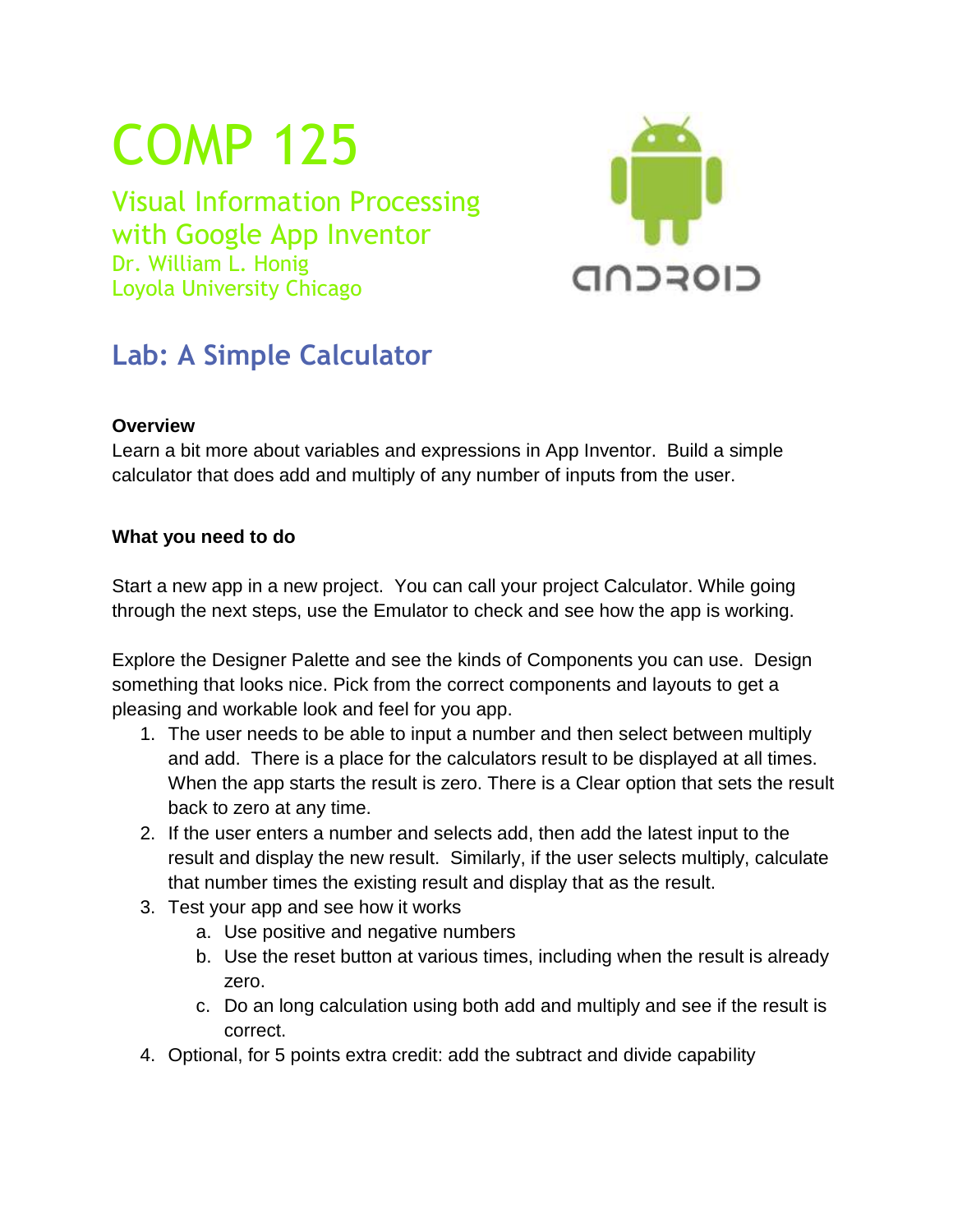# COMP 125

## Visual Information Processing with Google App Inventor

Dr. William L. Honig
Loyola University Chicago

## Lab: A Simple Calculator

**Overview**

Learn a bit more about variables and expressions in App Inventor. Build a simple calculator that does add and multiply of any number of inputs from the user.

**What you need to do**

Start a new app in a new project. You can call your project Calculator. While going through the next steps, use the Emulator to check and see how the app is working.

Explore the Designer Palette and see the kinds of Components you can use. Design something that looks nice. Pick from the correct components and layouts to get a pleasing and workable look and feel for you app.

1. The user needs to be able to input a number and then select between multiply and add. There is a place for the calculators result to be displayed at all times. When the app starts the result is zero. There is a Clear option that sets the result back to zero at any time.
2. If the user enters a number and selects add, then add the latest input to the result and display the new result. Similarly, if the user selects multiply, calculate that number times the existing result and display that as the result.
3. Test your app and see how it works
    a. Use positive and negative numbers
    b. Use the reset button at various times, including when the result is already zero.
    c. Do an long calculation using both add and multiply and see if the result is correct.
4. Optional, for 5 points extra credit: add the subtract and divide capability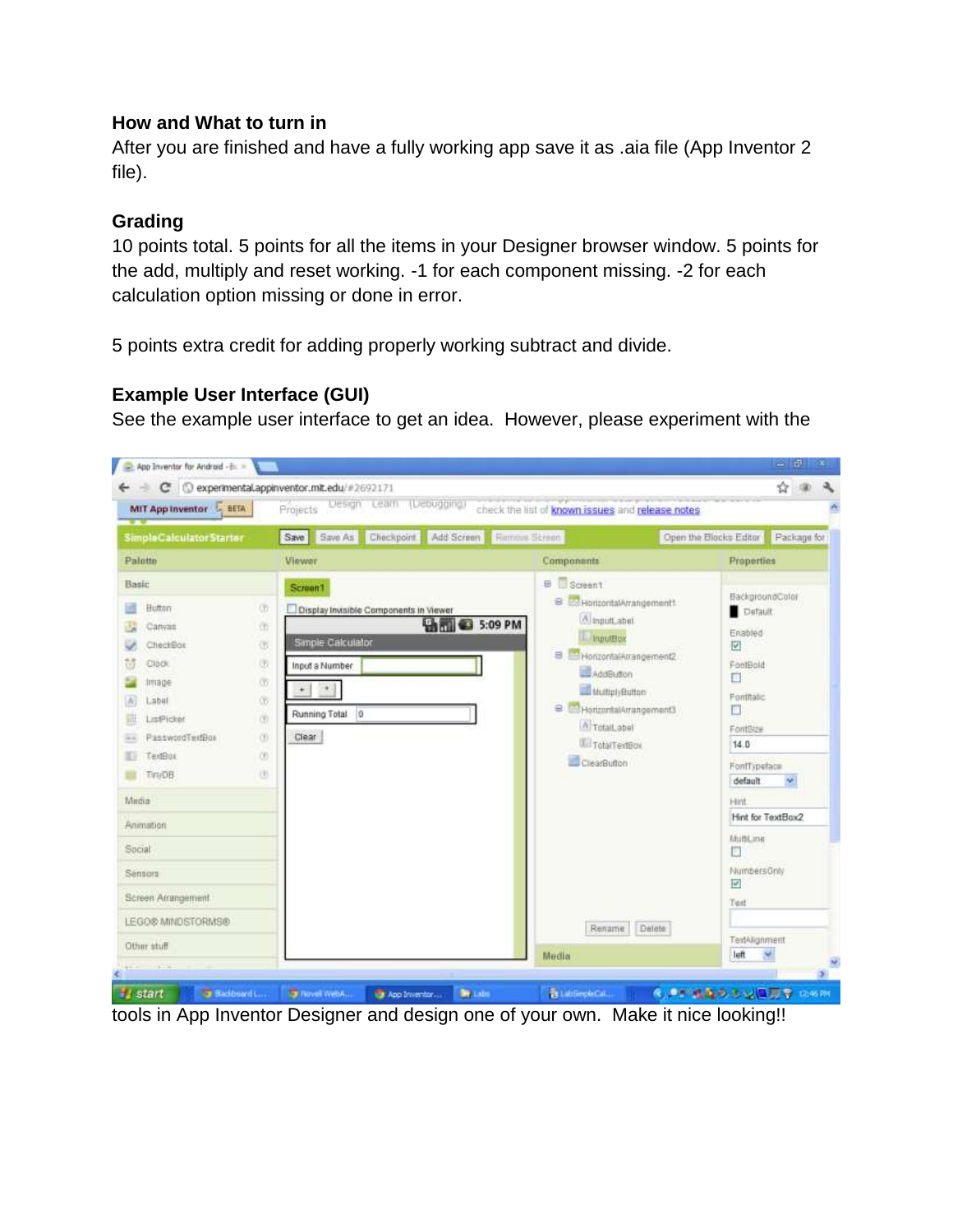### How and What to turn in

After you are finished and have a fully working app save it as .aia file (App Inventor 2 file).

### Grading

10 points total. 5 points for all the items in your Designer browser window. 5 points for the add, multiply and reset working. -1 for each component missing. -2 for each calculation option missing or done in error.

5 points extra credit for adding properly working subtract and divide.

### Example User Interface (GUI)

See the example user interface to get an idea. However, please experiment with the tools in App Inventor Designer and design one of your own. Make it nice looking!!